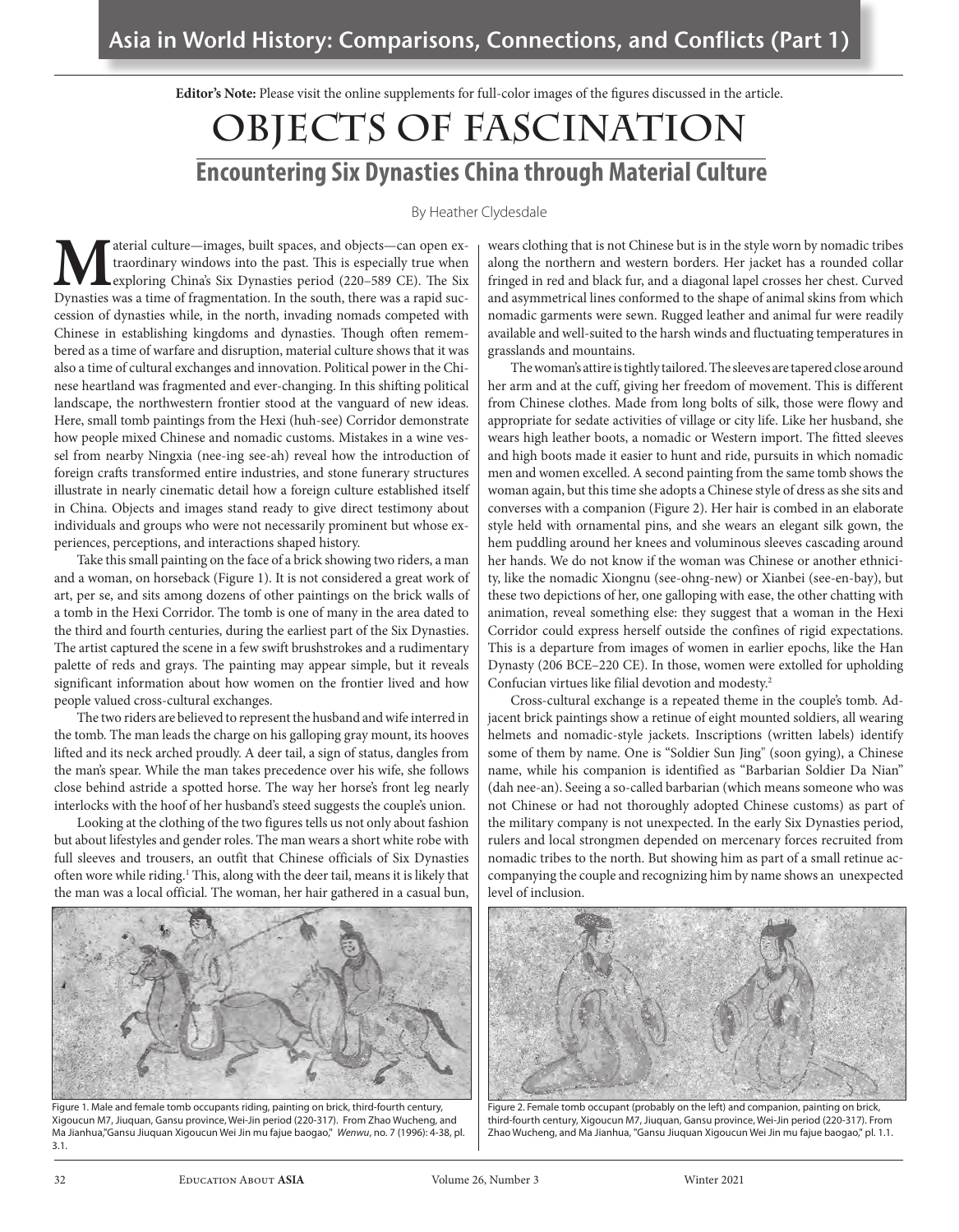**Editor's Note:** Please visit the online supplements for full-color images of the figures discussed in the article.

# Objects of Fascination

## Encountering Six Dynasties China through Material Culture

By Heather Clydesdale

Material culture—images, built spaces, and objects—can open extraordinary windows into the past. This is especially true when exploring China's Six Dynasties period (220–589 CE). The Six Dynasties was a time of fragmentation. In the south, there was a rapid succession of dynasties while, in the north, invading nomads competed with Chinese in establishing kingdoms and dynasties. Though often remembered as a time of warfare and disruption, material culture shows that it was also a time of cultural exchanges and innovation. Political power in the Chinese heartland was fragmented and ever-changing. In this shifting political landscape, the northwestern frontier stood at the vanguard of new ideas. Here, small tomb paintings from the Hexi (huh-see) Corridor demonstrate how people mixed Chinese and nomadic customs. Mistakes in a wine vessel from nearby Ningxia (nee-ing see-ah) reveal how the introduction of foreign crafts transformed entire industries, and stone funerary structures illustrate in nearly cinematic detail how a foreign culture established itself in China. Objects and images stand ready to give direct testimony about individuals and groups who were not necessarily prominent but whose experiences, perceptions, and interactions shaped history.

Take this small painting on the face of a brick showing two riders, a man and a woman, on horseback (Figure 1). It is not considered a great work of art, per se, and sits among dozens of other paintings on the brick walls of a tomb in the Hexi Corridor. The tomb is one of many in the area dated to the third and fourth centuries, during the earliest part of the Six Dynasties. The artist captured the scene in a few swift brushstrokes and a rudimentary palette of reds and grays. The painting may appear simple, but it reveals significant information about how women on the frontier lived and how people valued cross-cultural exchanges.

The two riders are believed to represent the husband and wife interred in the tomb. The man leads the charge on his galloping gray mount, its hooves lifted and its neck arched proudly. A deer tail, a sign of status, dangles from the man's spear. While the man takes precedence over his wife, she follows close behind astride a spotted horse. The way her horse's front leg nearly interlocks with the hoof of her husband's steed suggests the couple's union.

Looking at the clothing of the two figures tells us not only about fashion but about lifestyles and gender roles. The man wears a short white robe with full sleeves and trousers, an outfit that Chinese officials of Six Dynasties often wore while riding.[1] This, along with the deer tail, means it is likely that the man was a local official. The woman, her hair gathered in a casual bun, wears clothing that is not Chinese but is in the style worn by nomadic tribes along the northern and western borders. Her jacket has a rounded collar fringed in red and black fur, and a diagonal lapel crosses her chest. Curved and asymmetrical lines conformed to the shape of animal skins from which nomadic garments were sewn. Rugged leather and animal fur were readily available and well-suited to the harsh winds and fluctuating temperatures in grasslands and mountains.

The woman's attire is tightly tailored. The sleeves are tapered close around her arm and at the cuff, giving her freedom of movement. This is different from Chinese clothes. Made from long bolts of silk, those were flowy and appropriate for sedate activities of village or city life. Like her husband, she wears high leather boots, a nomadic or Western import. The fitted sleeves and high boots made it easier to hunt and ride, pursuits in which nomadic men and women excelled. A second painting from the same tomb shows the woman again, but this time she adopts a Chinese style of dress as she sits and converses with a companion (Figure 2). Her hair is combed in an elaborate style held with ornamental pins, and she wears an elegant silk gown, the hem puddling around her knees and voluminous sleeves cascading around her hands. We do not know if the woman was Chinese or another ethnicity, like the nomadic Xiongnu (see-ohng-new) or Xianbei (see-en-bay), but these two depictions of her, one galloping with ease, the other chatting with animation, reveal something else: they suggest that a woman in the Hexi Corridor could express herself outside the confines of rigid expectations. This is a departure from images of women in earlier epochs, like the Han Dynasty (206 BCE–220 CE). In those, women were extolled for upholding Confucian virtues like filial devotion and modesty.[2]

Cross-cultural exchange is a repeated theme in the couple's tomb. Adjacent brick paintings show a retinue of eight mounted soldiers, all wearing helmets and nomadic-style jackets. Inscriptions (written labels) identify some of them by name. One is "Soldier Sun Jing" (soon gying), a Chinese name, while his companion is identified as "Barbarian Soldier Da Nian" (dah nee-an). Seeing a so-called barbarian (which means someone who was not Chinese or had not thoroughly adopted Chinese customs) as part of the military company is not unexpected. In the early Six Dynasties period, rulers and local strongmen depended on mercenary forces recruited from nomadic tribes to the north. But showing him as part of a small retinue accompanying the couple and recognizing him by name shows an unexpected level of inclusion.

Figure 1. Male and female tomb occupants riding, painting on brick, third-fourth century, Xigoucun M7, Jiuquan, Gansu province, Wei-Jin period (220-317). From Zhao Wucheng, and Ma Jianhua,"Gansu Jiuquan Xigoucun Wei Jin mu fajue baogao," *Wenwu*, no. 7 (1996): 4-38, pl. 3.1.

Figure 2. Female tomb occupant (probably on the left) and companion, painting on brick, third-fourth century, Xigoucun M7, Jiuquan, Gansu province, Wei-Jin period (220-317). From Zhao Wucheng, and Ma Jianhua, "Gansu Jiuquan Xigoucun Wei Jin mu fajue baogao," pl. 1.1.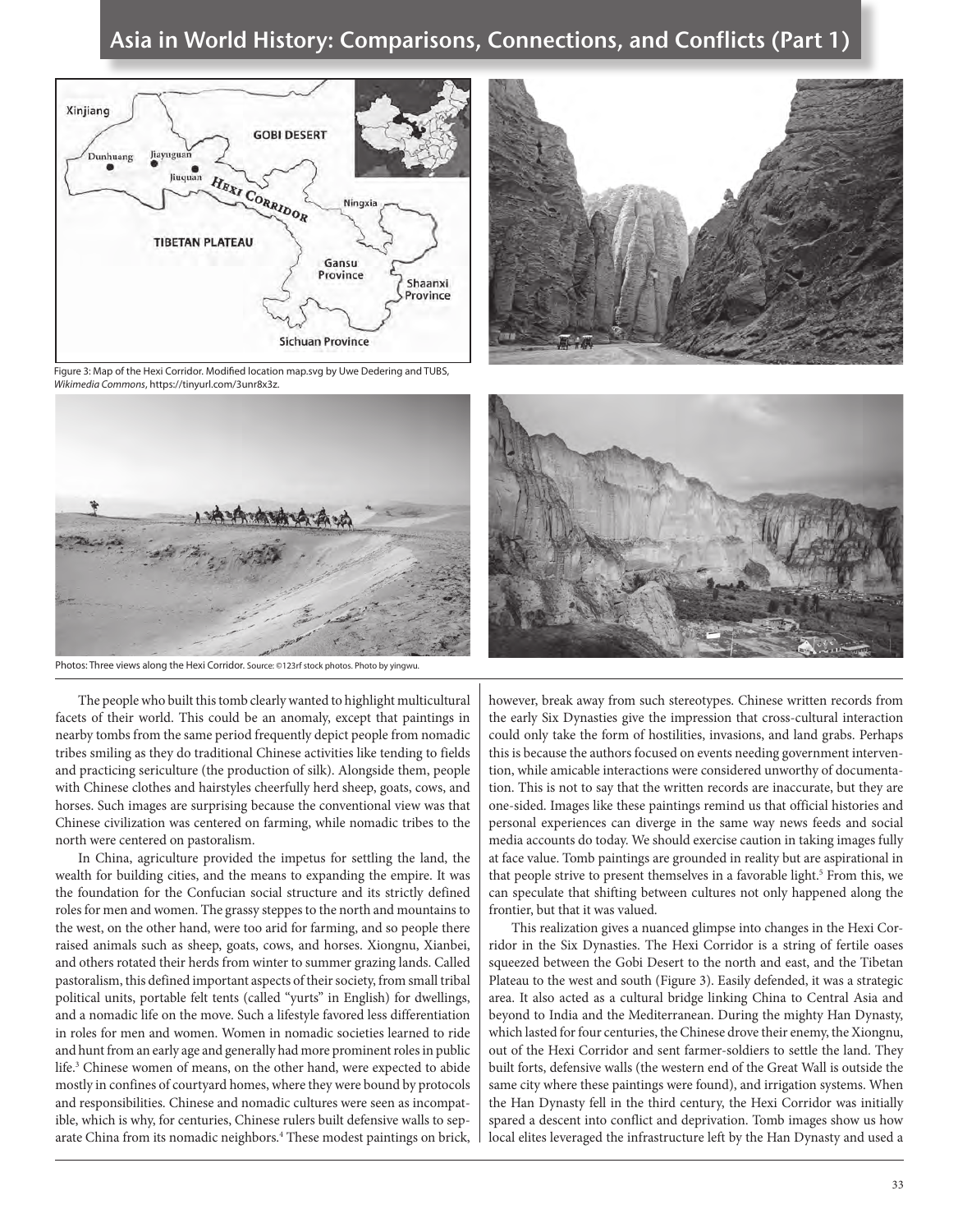Figure 3: Map of the Hexi Corridor. Modified location map.svg by Uwe Dedering and TUBS, *Wikimedia Commons*, https://tinyurl.com/3unr8x3z.

Photos: Three views along the Hexi Corridor. Source: ©123rf stock photos. Photo by yingwu.

The people who built this tomb clearly wanted to highlight multicultural facets of their world. This could be an anomaly, except that paintings in nearby tombs from the same period frequently depict people from nomadic tribes smiling as they do traditional Chinese activities like tending to fields and practicing sericulture (the production of silk). Alongside them, people with Chinese clothes and hairstyles cheerfully herd sheep, goats, cows, and horses. Such images are surprising because the conventional view was that Chinese civilization was centered on farming, while nomadic tribes to the north were centered on pastoralism.

In China, agriculture provided the impetus for settling the land, the wealth for building cities, and the means to expanding the empire. It was the foundation for the Confucian social structure and its strictly defined roles for men and women. The grassy steppes to the north and mountains to the west, on the other hand, were too arid for farming, and so people there raised animals such as sheep, goats, cows, and horses. Xiongnu, Xianbei, and others rotated their herds from winter to summer grazing lands. Called pastoralism, this defined important aspects of their society, from small tribal political units, portable felt tents (called "yurts" in English) for dwellings, and a nomadic life on the move. Such a lifestyle favored less differentiation in roles for men and women. Women in nomadic societies learned to ride and hunt from an early age and generally had more prominent roles in public life.[3] Chinese women of means, on the other hand, were expected to abide mostly in confines of courtyard homes, where they were bound by protocols and responsibilities. Chinese and nomadic cultures were seen as incompatible, which is why, for centuries, Chinese rulers built defensive walls to separate China from its nomadic neighbors.[4] These modest paintings on brick, however, break away from such stereotypes. Chinese written records from the early Six Dynasties give the impression that cross-cultural interaction could only take the form of hostilities, invasions, and land grabs. Perhaps this is because the authors focused on events needing government intervention, while amicable interactions were considered unworthy of documentation. This is not to say that the written records are inaccurate, but they are one-sided. Images like these paintings remind us that official histories and personal experiences can diverge in the same way news feeds and social media accounts do today. We should exercise caution in taking images fully at face value. Tomb paintings are grounded in reality but are aspirational in that people strive to present themselves in a favorable light.[5] From this, we can speculate that shifting between cultures not only happened along the frontier, but that it was valued.

This realization gives a nuanced glimpse into changes in the Hexi Corridor in the Six Dynasties. The Hexi Corridor is a string of fertile oases squeezed between the Gobi Desert to the north and east, and the Tibetan Plateau to the west and south (Figure 3). Easily defended, it was a strategic area. It also acted as a cultural bridge linking China to Central Asia and beyond to India and the Mediterranean. During the mighty Han Dynasty, which lasted for four centuries, the Chinese drove their enemy, the Xiongnu, out of the Hexi Corridor and sent farmer-soldiers to settle the land. They built forts, defensive walls (the western end of the Great Wall is outside the same city where these paintings were found), and irrigation systems. When the Han Dynasty fell in the third century, the Hexi Corridor was initially spared a descent into conflict and deprivation. Tomb images show us how local elites leveraged the infrastructure left by the Han Dynasty and used a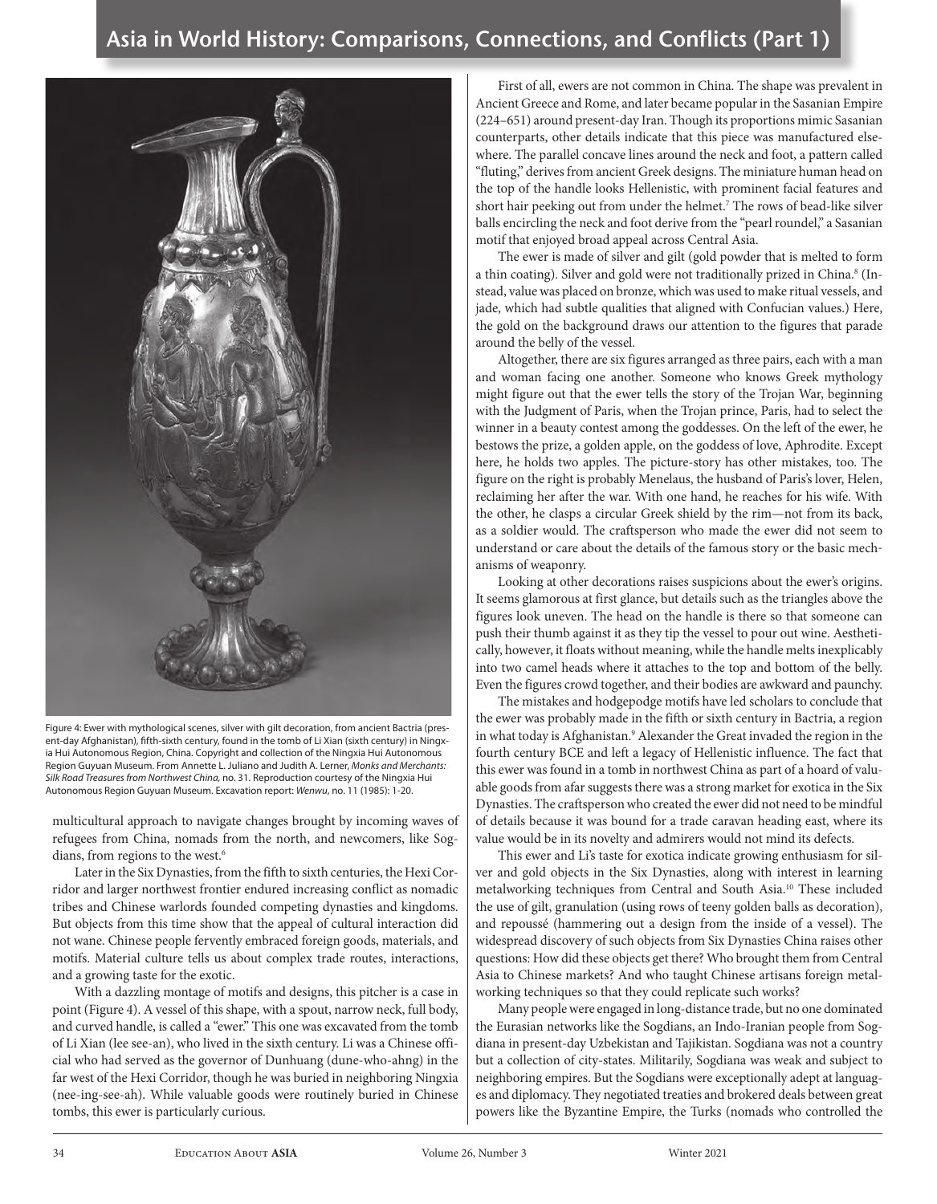Figure 4: Ewer with mythological scenes, silver with gilt decoration, from ancient Bactria (present-day Afghanistan), fifth-sixth century, found in the tomb of Li Xian (sixth century) in Ningxia Hui Autonomous Region, China. Copyright and collection of the Ningxia Hui Autonomous Region Guyuan Museum. From Annette L. Juliano and Judith A. Lerner, *Monks and Merchants: Silk Road Treasures from Northwest China,* no. 31. Reproduction courtesy of the Ningxia Hui Autonomous Region Guyuan Museum. Excavation report: *Wenwu*, no. 11 (1985): 1-20.

multicultural approach to navigate changes brought by incoming waves of refugees from China, nomads from the north, and newcomers, like Sogdians, from regions to the west.[6]

Later in the Six Dynasties, from the fifth to sixth centuries, the Hexi Corridor and larger northwest frontier endured increasing conflict as nomadic tribes and Chinese warlords founded competing dynasties and kingdoms. But objects from this time show that the appeal of cultural interaction did not wane. Chinese people fervently embraced foreign goods, materials, and motifs. Material culture tells us about complex trade routes, interactions, and a growing taste for the exotic.

With a dazzling montage of motifs and designs, this pitcher is a case in point (Figure 4). A vessel of this shape, with a spout, narrow neck, full body, and curved handle, is called a "ewer." This one was excavated from the tomb of Li Xian (lee see-an), who lived in the sixth century. Li was a Chinese official who had served as the governor of Dunhuang (dune-who-ahng) in the far west of the Hexi Corridor, though he was buried in neighboring Ningxia (nee-ing-see-ah). While valuable goods were routinely buried in Chinese tombs, this ewer is particularly curious.

First of all, ewers are not common in China. The shape was prevalent in Ancient Greece and Rome, and later became popular in the Sasanian Empire (224–651) around present-day Iran. Though its proportions mimic Sasanian counterparts, other details indicate that this piece was manufactured elsewhere. The parallel concave lines around the neck and foot, a pattern called "fluting," derives from ancient Greek designs. The miniature human head on the top of the handle looks Hellenistic, with prominent facial features and short hair peeking out from under the helmet.[7] The rows of bead-like silver balls encircling the neck and foot derive from the "pearl roundel," a Sasanian motif that enjoyed broad appeal across Central Asia.

The ewer is made of silver and gilt (gold powder that is melted to form a thin coating). Silver and gold were not traditionally prized in China.[8] (Instead, value was placed on bronze, which was used to make ritual vessels, and jade, which had subtle qualities that aligned with Confucian values.) Here, the gold on the background draws our attention to the figures that parade around the belly of the vessel.

Altogether, there are six figures arranged as three pairs, each with a man and woman facing one another. Someone who knows Greek mythology might figure out that the ewer tells the story of the Trojan War, beginning with the Judgment of Paris, when the Trojan prince, Paris, had to select the winner in a beauty contest among the goddesses. On the left of the ewer, he bestows the prize, a golden apple, on the goddess of love, Aphrodite. Except here, he holds two apples. The picture-story has other mistakes, too. The figure on the right is probably Menelaus, the husband of Paris's lover, Helen, reclaiming her after the war. With one hand, he reaches for his wife. With the other, he clasps a circular Greek shield by the rim—not from its back, as a soldier would. The craftsperson who made the ewer did not seem to understand or care about the details of the famous story or the basic mechanisms of weaponry.

Looking at other decorations raises suspicions about the ewer's origins. It seems glamorous at first glance, but details such as the triangles above the figures look uneven. The head on the handle is there so that someone can push their thumb against it as they tip the vessel to pour out wine. Aesthetically, however, it floats without meaning, while the handle melts inexplicably into two camel heads where it attaches to the top and bottom of the belly. Even the figures crowd together, and their bodies are awkward and paunchy.

The mistakes and hodgepodge motifs have led scholars to conclude that the ewer was probably made in the fifth or sixth century in Bactria, a region in what today is Afghanistan.[9] Alexander the Great invaded the region in the fourth century BCE and left a legacy of Hellenistic influence. The fact that this ewer was found in a tomb in northwest China as part of a hoard of valuable goods from afar suggests there was a strong market for exotica in the Six Dynasties. The craftsperson who created the ewer did not need to be mindful of details because it was bound for a trade caravan heading east, where its value would be in its novelty and admirers would not mind its defects.

This ewer and Li's taste for exotica indicate growing enthusiasm for silver and gold objects in the Six Dynasties, along with interest in learning metalworking techniques from Central and South Asia.[10] These included the use of gilt, granulation (using rows of teeny golden balls as decoration), and repoussé (hammering out a design from the inside of a vessel). The widespread discovery of such objects from Six Dynasties China raises other questions: How did these objects get there? Who brought them from Central Asia to Chinese markets? And who taught Chinese artisans foreign metalworking techniques so that they could replicate such works?

Many people were engaged in long-distance trade, but no one dominated the Eurasian networks like the Sogdians, an Indo-Iranian people from Sogdiana in present-day Uzbekistan and Tajikistan. Sogdiana was not a country but a collection of city-states. Militarily, Sogdiana was weak and subject to neighboring empires. But the Sogdians were exceptionally adept at languages and diplomacy. They negotiated treaties and brokered deals between great powers like the Byzantine Empire, the Turks (nomads who controlled the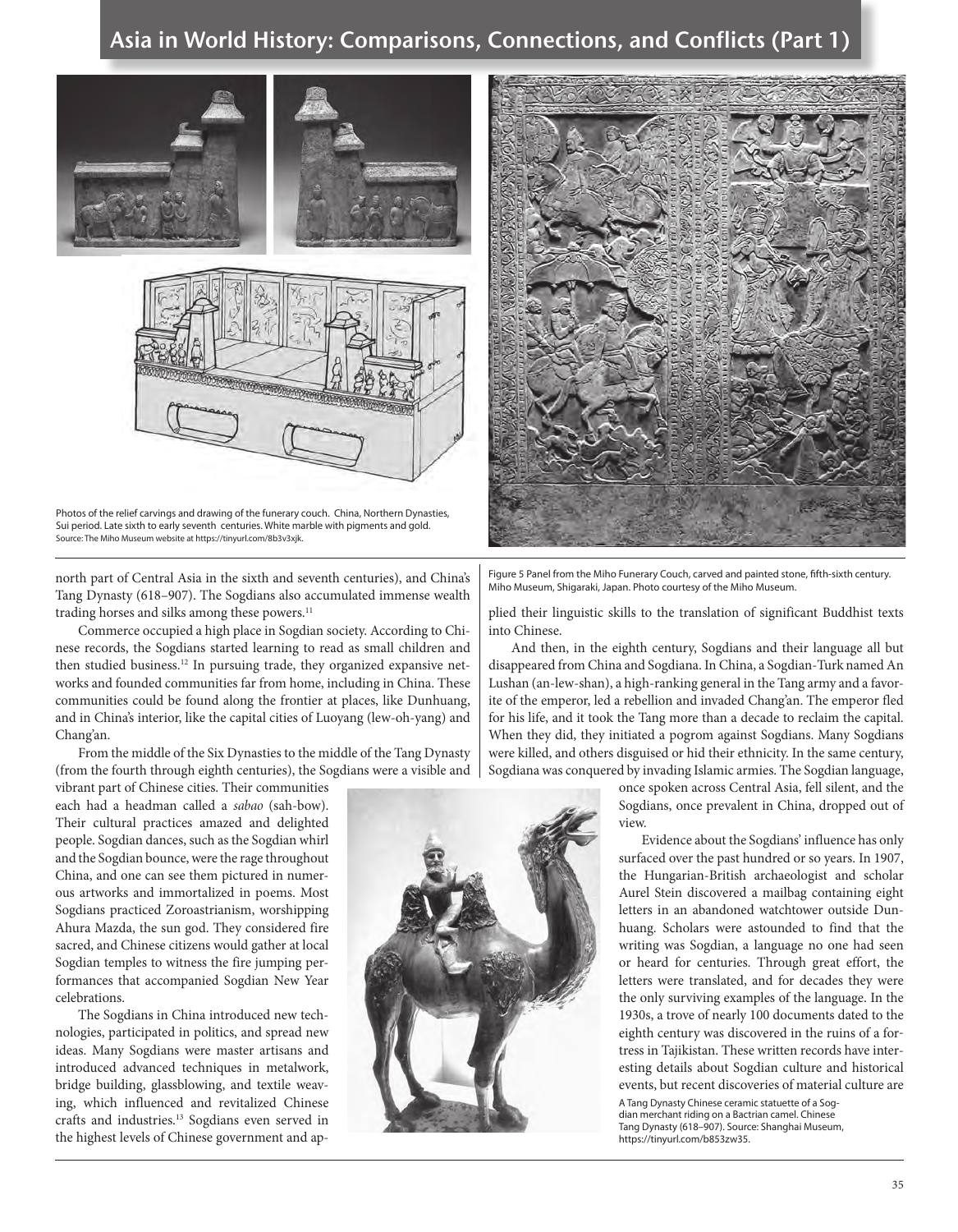Photos of the relief carvings and drawing of the funerary couch. China, Northern Dynasties, Sui period. Late sixth to early seventh centuries. White marble with pigments and gold. Source: The Miho Museum website at https://tinyurl.com/8b3v3xjk.

Figure 5 Panel from the Miho Funerary Couch, carved and painted stone, fifth-sixth century. Miho Museum, Shigaraki, Japan. Photo courtesy of the Miho Museum.

north part of Central Asia in the sixth and seventh centuries), and China's Tang Dynasty (618–907). The Sogdians also accumulated immense wealth trading horses and silks among these powers.[11]

Commerce occupied a high place in Sogdian society. According to Chinese records, the Sogdians started learning to read as small children and then studied business.[12] In pursuing trade, they organized expansive networks and founded communities far from home, including in China. These communities could be found along the frontier at places, like Dunhuang, and in China's interior, like the capital cities of Luoyang (lew-oh-yang) and Chang'an.

From the middle of the Six Dynasties to the middle of the Tang Dynasty (from the fourth through eighth centuries), the Sogdians were a visible and vibrant part of Chinese cities. Their communities each had a headman called a *sabao* (sah-bow). Their cultural practices amazed and delighted people. Sogdian dances, such as the Sogdian whirl and the Sogdian bounce, were the rage throughout China, and one can see them pictured in numerous artworks and immortalized in poems. Most Sogdians practiced Zoroastrianism, worshipping Ahura Mazda, the sun god. They considered fire sacred, and Chinese citizens would gather at local Sogdian temples to witness the fire jumping performances that accompanied Sogdian New Year celebrations.

The Sogdians in China introduced new technologies, participated in politics, and spread new ideas. Many Sogdians were master artisans and introduced advanced techniques in metalwork, bridge building, glassblowing, and textile weaving, which influenced and revitalized Chinese crafts and industries.[13] Sogdians even served in the highest levels of Chinese government and applied their linguistic skills to the translation of significant Buddhist texts into Chinese.

And then, in the eighth century, Sogdians and their language all but disappeared from China and Sogdiana. In China, a Sogdian-Turk named An Lushan (an-lew-shan), a high-ranking general in the Tang army and a favorite of the emperor, led a rebellion and invaded Chang'an. The emperor fled for his life, and it took the Tang more than a decade to reclaim the capital. When they did, they initiated a pogrom against Sogdians. Many Sogdians were killed, and others disguised or hid their ethnicity. In the same century, Sogdiana was conquered by invading Islamic armies. The Sogdian language, once spoken across Central Asia, fell silent, and the Sogdians, once prevalent in China, dropped out of view.

A Tang Dynasty Chinese ceramic statuette of a Sogdian merchant riding on a Bactrian camel. Chinese Tang Dynasty (618–907). Source: Shanghai Museum, https://tinyurl.com/b853zw35.

Evidence about the Sogdians' influence has only surfaced over the past hundred or so years. In 1907, the Hungarian-British archaeologist and scholar Aurel Stein discovered a mailbag containing eight letters in an abandoned watchtower outside Dunhuang. Scholars were astounded to find that the writing was Sogdian, a language no one had seen or heard for centuries. Through great effort, the letters were translated, and for decades they were the only surviving examples of the language. In the 1930s, a trove of nearly 100 documents dated to the eighth century was discovered in the ruins of a fortress in Tajikistan. These written records have interesting details about Sogdian culture and historical events, but recent discoveries of material culture are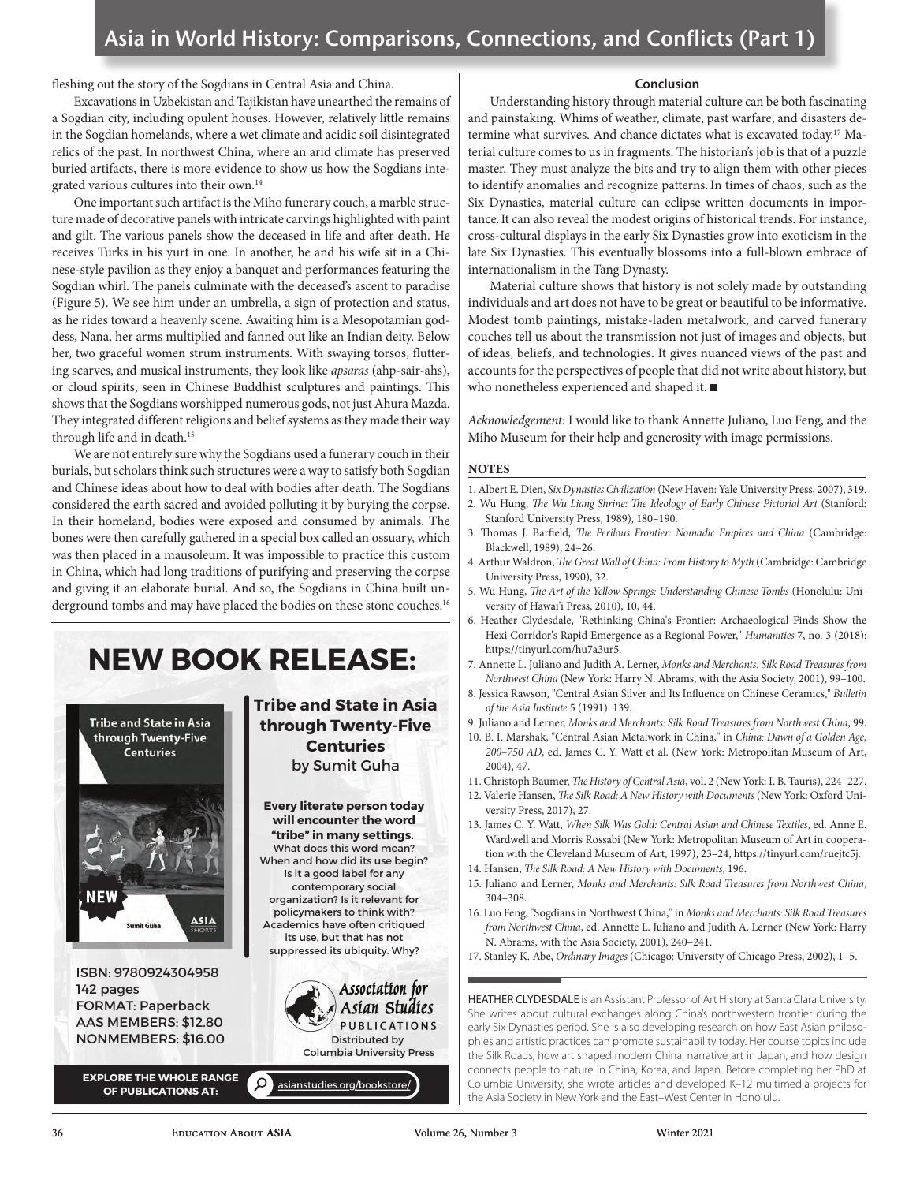fleshing out the story of the Sogdians in Central Asia and China.

Excavations in Uzbekistan and Tajikistan have unearthed the remains of a Sogdian city, including opulent houses. However, relatively little remains in the Sogdian homelands, where a wet climate and acidic soil disintegrated relics of the past. In northwest China, where an arid climate has preserved buried artifacts, there is more evidence to show us how the Sogdians integrated various cultures into their own.[14]

One important such artifact is the Miho funerary couch, a marble structure made of decorative panels with intricate carvings highlighted with paint and gilt. The various panels show the deceased in life and after death. He receives Turks in his yurt in one. In another, he and his wife sit in a Chinese-style pavilion as they enjoy a banquet and performances featuring the Sogdian whirl. The panels culminate with the deceased's ascent to paradise (Figure 5). We see him under an umbrella, a sign of protection and status, as he rides toward a heavenly scene. Awaiting him is a Mesopotamian goddess, Nana, her arms multiplied and fanned out like an Indian deity. Below her, two graceful women strum instruments. With swaying torsos, fluttering scarves, and musical instruments, they look like *apsaras* (ahp-sair-ahs), or cloud spirits, seen in Chinese Buddhist sculptures and paintings. This shows that the Sogdians worshipped numerous gods, not just Ahura Mazda. They integrated different religions and belief systems as they made their way through life and in death.[15]

We are not entirely sure why the Sogdians used a funerary couch in their burials, but scholars think such structures were a way to satisfy both Sogdian and Chinese ideas about how to deal with bodies after death. The Sogdians considered the earth sacred and avoided polluting it by burying the corpse. In their homeland, bodies were exposed and consumed by animals. The bones were then carefully gathered in a special box called an ossuary, which was then placed in a mausoleum. It was impossible to practice this custom in China, which had long traditions of purifying and preserving the corpse and giving it an elaborate burial. And so, the Sogdians in China built underground tombs and may have placed the bodies on these stone couches.[16]

# NEW BOOK RELEASE:

**Tribe and State in Asia through Twenty-Five Centuries**
by Sumit Guha

**Every literate person today will encounter the word "tribe" in many settings.** What does this word mean? When and how did its use begin? Is it a good label for any contemporary social organization? Is it relevant for policymakers to think with? Academics have often critiqued its use, but that has not suppressed its ubiquity. Why?

ISBN: 9780924304958
142 pages
FORMAT: Paperback
AAS MEMBERS: $12.80
NONMEMBERS: $16.00

Association for Asian Studies PUBLICATIONS
Distributed by Columbia University Press

**EXPLORE THE WHOLE RANGE OF PUBLICATIONS AT:** asianstudies.org/bookstore/

### Conclusion

Understanding history through material culture can be both fascinating and painstaking. Whims of weather, climate, past warfare, and disasters determine what survives. And chance dictates what is excavated today.[17] Material culture comes to us in fragments. The historian's job is that of a puzzle master. They must analyze the bits and try to align them with other pieces to identify anomalies and recognize patterns. In times of chaos, such as the Six Dynasties, material culture can eclipse written documents in importance. It can also reveal the modest origins of historical trends. For instance, cross-cultural displays in the early Six Dynasties grow into exoticism in the late Six Dynasties. This eventually blossoms into a full-blown embrace of internationalism in the Tang Dynasty.

Material culture shows that history is not solely made by outstanding individuals and art does not have to be great or beautiful to be informative. Modest tomb paintings, mistake-laden metalwork, and carved funerary couches tell us about the transmission not just of images and objects, but of ideas, beliefs, and technologies. It gives nuanced views of the past and accounts for the perspectives of people that did not write about history, but who nonetheless experienced and shaped it. ■

*Acknowledgement:* I would like to thank Annette Juliano, Luo Feng, and the Miho Museum for their help and generosity with image permissions.

### NOTES

1. Albert E. Dien, *Six Dynasties Civilization* (New Haven: Yale University Press, 2007), 319.
2. Wu Hung, *The Wu Liang Shrine: The Ideology of Early Chinese Pictorial Art* (Stanford: Stanford University Press, 1989), 180–190.
3. Thomas J. Barfield, *The Perilous Frontier: Nomadic Empires and China* (Cambridge: Blackwell, 1989), 24–26.
4. Arthur Waldron, *The Great Wall of China: From History to Myth* (Cambridge: Cambridge University Press, 1990), 32.
5. Wu Hung, *The Art of the Yellow Springs: Understanding Chinese Tombs* (Honolulu: University of Hawai'i Press, 2010), 10, 44.
6. Heather Clydesdale, "Rethinking China's Frontier: Archaeological Finds Show the Hexi Corridor's Rapid Emergence as a Regional Power," *Humanities* 7, no. 3 (2018): https://tinyurl.com/hu7a3ur5.
7. Annette L. Juliano and Judith A. Lerner, *Monks and Merchants: Silk Road Treasures from Northwest China* (New York: Harry N. Abrams, with the Asia Society, 2001), 99–100.
8. Jessica Rawson, "Central Asian Silver and Its Influence on Chinese Ceramics," *Bulletin of the Asia Institute* 5 (1991): 139.
9. Juliano and Lerner, *Monks and Merchants: Silk Road Treasures from Northwest China*, 99.
10. B. I. Marshak, "Central Asian Metalwork in China," in *China: Dawn of a Golden Age, 200–750 AD*, ed. James C. Y. Watt et al. (New York: Metropolitan Museum of Art, 2004), 47.
11. Christoph Baumer, *The History of Central Asia*, vol. 2 (New York: I. B. Tauris), 224–227.
12. Valerie Hansen, *The Silk Road: A New History with Documents* (New York: Oxford University Press, 2017), 27.
13. James C. Y. Watt, *When Silk Was Gold: Central Asian and Chinese Textiles*, ed. Anne E. Wardwell and Morris Rossabi (New York: Metropolitan Museum of Art in cooperation with the Cleveland Museum of Art, 1997), 23–24, https://tinyurl.com/ruejtc5j.
14. Hansen, *The Silk Road: A New History with Documents*, 196.
15. Juliano and Lerner, *Monks and Merchants: Silk Road Treasures from Northwest China*, 304–308.
16. Luo Feng, "Sogdians in Northwest China," in *Monks and Merchants: Silk Road Treasures from Northwest China*, ed. Annette L. Juliano and Judith A. Lerner (New York: Harry N. Abrams, with the Asia Society, 2001), 240–241.
17. Stanley K. Abe, *Ordinary Images* (Chicago: University of Chicago Press, 2002), 1–5.

HEATHER CLYDESDALE is an Assistant Professor of Art History at Santa Clara University. She writes about cultural exchanges along China's northwestern frontier during the early Six Dynasties period. She is also developing research on how East Asian philosophies and artistic practices can promote sustainability today. Her course topics include the Silk Roads, how art shaped modern China, narrative art in Japan, and how design connects people to nature in China, Korea, and Japan. Before completing her PhD at Columbia University, she wrote articles and developed K–12 multimedia projects for the Asia Society in New York and the East–West Center in Honolulu.